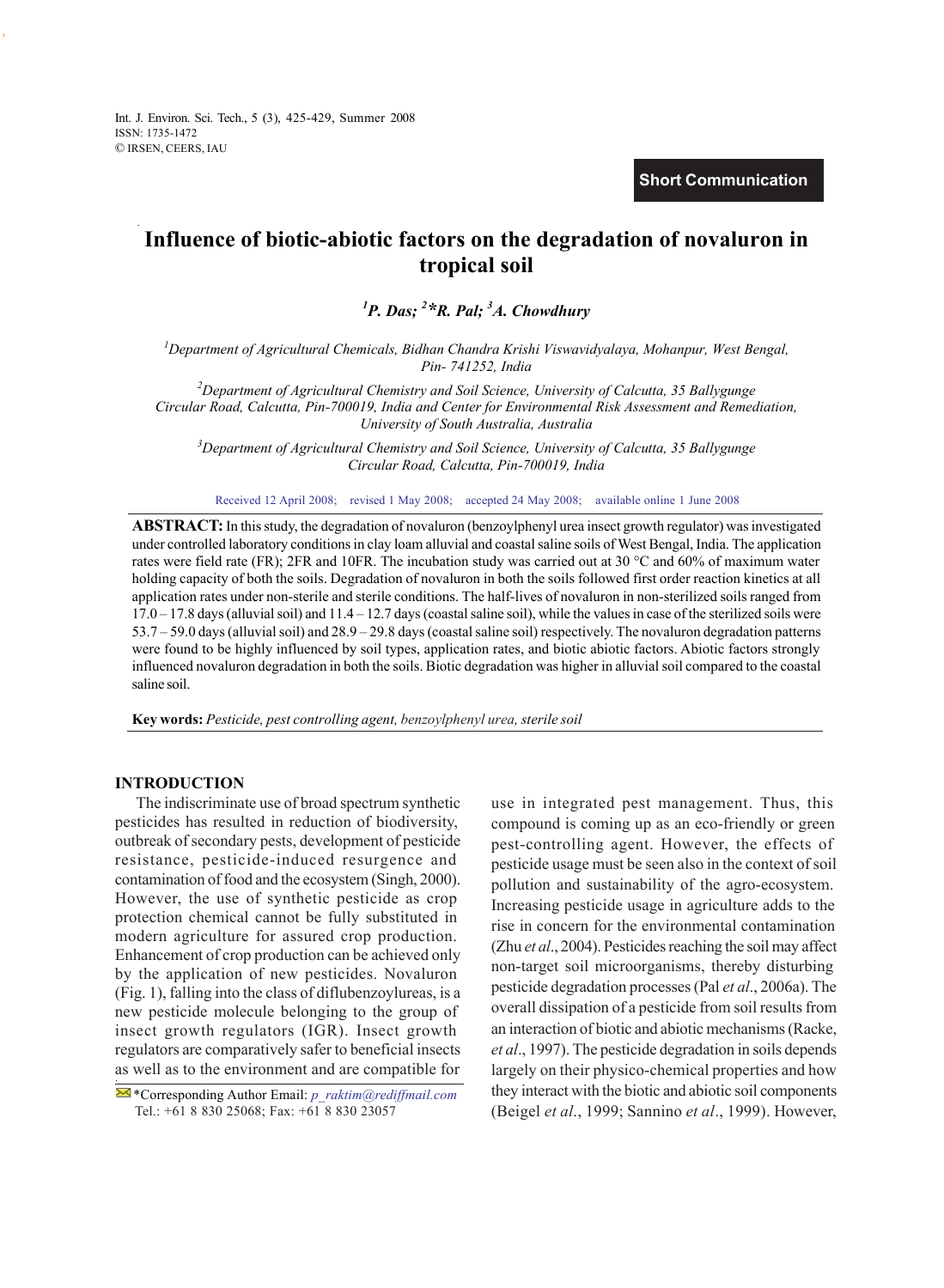Short Communication

# Influence of biotic-abiotic factors on the degradation of novaluron in tropical soil

[1]P. Das; [2]*R. Pal; [3]A. Chowdhury

[1]Department of Agricultural Chemicals, Bidhan Chandra Krishi Viswavidyalaya, Mohanpur, West Bengal, Pin- 741252, India

[2]Department of Agricultural Chemistry and Soil Science, University of Calcutta, 35 Ballygunge Circular Road, Calcutta, Pin-700019, India and Center for Environmental Risk Assessment and Remediation, University of South Australia, Australia

[3]Department of Agricultural Chemistry and Soil Science, University of Calcutta, 35 Ballygunge Circular Road, Calcutta, Pin-700019, India

Received 12 April 2008; revised 1 May 2008; accepted 24 May 2008; available online 1 June 2008

**ABSTRACT:** In this study, the degradation of novaluron (benzoylphenyl urea insect growth regulator) was investigated under controlled laboratory conditions in clay loam alluvial and coastal saline soils of West Bengal, India. The application rates were field rate (FR); 2FR and 10FR. The incubation study was carried out at 30 °C and 60% of maximum water holding capacity of both the soils. Degradation of novaluron in both the soils followed first order reaction kinetics at all application rates under non-sterile and sterile conditions. The half-lives of novaluron in non-sterilized soils ranged from 17.0 – 17.8 days (alluvial soil) and 11.4 – 12.7 days (coastal saline soil), while the values in case of the sterilized soils were 53.7 – 59.0 days (alluvial soil) and 28.9 – 29.8 days (coastal saline soil) respectively. The novaluron degradation patterns were found to be highly influenced by soil types, application rates, and biotic abiotic factors. Abiotic factors strongly influenced novaluron degradation in both the soils. Biotic degradation was higher in alluvial soil compared to the coastal saline soil.

**Key words:** *Pesticide, pest controlling agent, benzoylphenyl urea, sterile soil*

## INTRODUCTION

The indiscriminate use of broad spectrum synthetic pesticides has resulted in reduction of biodiversity, outbreak of secondary pests, development of pesticide resistance, pesticide-induced resurgence and contamination of food and the ecosystem (Singh, 2000). However, the use of synthetic pesticide as crop protection chemical cannot be fully substituted in modern agriculture for assured crop production. Enhancement of crop production can be achieved only by the application of new pesticides. Novaluron (Fig. 1), falling into the class of diflubenzoylureas, is a new pesticide molecule belonging to the group of insect growth regulators (IGR). Insect growth regulators are comparatively safer to beneficial insects as well as to the environment and are compatible for use in integrated pest management. Thus, this compound is coming up as an eco-friendly or green pest-controlling agent. However, the effects of pesticide usage must be seen also in the context of soil pollution and sustainability of the agro-ecosystem. Increasing pesticide usage in agriculture adds to the rise in concern for the environmental contamination (Zhu *et al*., 2004). Pesticides reaching the soil may affect non-target soil microorganisms, thereby disturbing pesticide degradation processes (Pal *et al*., 2006a). The overall dissipation of a pesticide from soil results from an interaction of biotic and abiotic mechanisms (Racke, *et al*., 1997). The pesticide degradation in soils depends largely on their physico-chemical properties and how they interact with the biotic and abiotic soil components (Beigel *et al*., 1999; Sannino *et al*., 1999). However,

*Corresponding Author Email: *p_raktim@rediffmail.com*
Tel.: +61 8 830 25068; Fax: +61 8 830 23057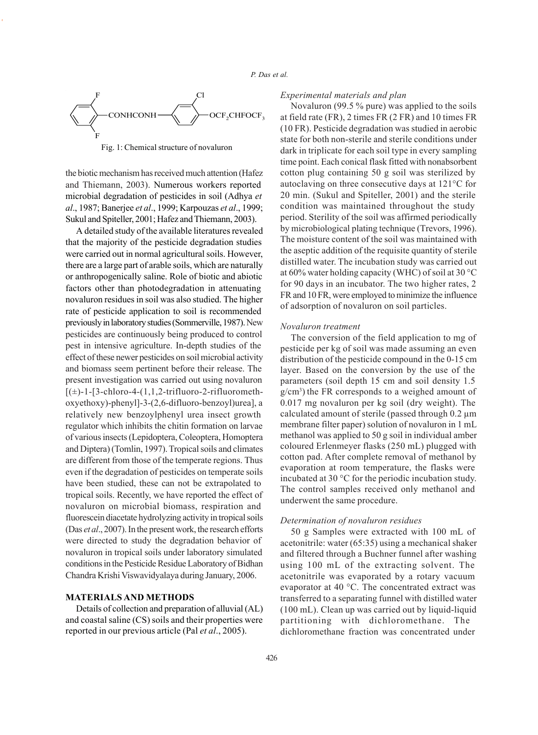Fig. 1: Chemical structure of novaluron

the biotic mechanism has received much attention (Hafez and Thiemann, 2003). Numerous workers reported microbial degradation of pesticides in soil (Adhya *et al*., 1987; Banerjee *et al*., 1999; Karpouzas *et al*., 1999; Sukul and Spiteller, 2001; Hafez and Thiemann, 2003).

A detailed study of the available literatures revealed that the majority of the pesticide degradation studies were carried out in normal agricultural soils. However, there are a large part of arable soils, which are naturally or anthropogenically saline. Role of biotic and abiotic factors other than photodegradation in attenuating novaluron residues in soil was also studied. The higher rate of pesticide application to soil is recommended previously in laboratory studies (Sommerville, 1987). New pesticides are continuously being produced to control pest in intensive agriculture. In-depth studies of the effect of these newer pesticides on soil microbial activity and biomass seem pertinent before their release. The present investigation was carried out using novaluron [(±)-1-[3-chloro-4-(1,1,2-trifluoro-2-rifluorometh-oxyethoxy)-phenyl]-3-(2,6-difluoro-benzoyl)urea], a relatively new benzoylphenyl urea insect growth regulator which inhibits the chitin formation on larvae of various insects (Lepidoptera, Coleoptera, Homoptera and Diptera) (Tomlin, 1997). Tropical soils and climates are different from those of the temperate regions. Thus even if the degradation of pesticides on temperate soils have been studied, these can not be extrapolated to tropical soils. Recently, we have reported the effect of novaluron on microbial biomass, respiration and fluorescein diacetate hydrolyzing activity in tropical soils (Das *et al*., 2007). In the present work, the research efforts were directed to study the degradation behavior of novaluron in tropical soils under laboratory simulated conditions in the Pesticide Residue Laboratory of Bidhan Chandra Krishi Viswavidyalaya during January, 2006.

## MATERIALS AND METHODS

Details of collection and preparation of alluvial (AL) and coastal saline (CS) soils and their properties were reported in our previous article (Pal *et al*., 2005).

### *Experimental materials and plan*

Novaluron (99.5 % pure) was applied to the soils at field rate (FR), 2 times FR (2 FR) and 10 times FR (10 FR). Pesticide degradation was studied in aerobic state for both non-sterile and sterile conditions under dark in triplicate for each soil type in every sampling time point. Each conical flask fitted with nonabsorbent cotton plug containing 50 g soil was sterilized by autoclaving on three consecutive days at 121°C for 20 min. (Sukul and Spiteller, 2001) and the sterile condition was maintained throughout the study period. Sterility of the soil was affirmed periodically by microbiological plating technique (Trevors, 1996). The moisture content of the soil was maintained with the aseptic addition of the requisite quantity of sterile distilled water. The incubation study was carried out at 60% water holding capacity (WHC) of soil at 30 °C for 90 days in an incubator. The two higher rates, 2 FR and 10 FR, were employed to minimize the influence of adsorption of novaluron on soil particles.

### *Novaluron treatment*

The conversion of the field application to mg of pesticide per kg of soil was made assuming an even distribution of the pesticide compound in the 0-15 cm layer. Based on the conversion by the use of the parameters (soil depth 15 cm and soil density 1.5 $g/cm^3$) the FR corresponds to a weighed amount of 0.017 mg novaluron per kg soil (dry weight). The calculated amount of sterile (passed through 0.2 µm membrane filter paper) solution of novaluron in 1 mL methanol was applied to 50 g soil in individual amber coloured Erlenmeyer flasks (250 mL) plugged with cotton pad. After complete removal of methanol by evaporation at room temperature, the flasks were incubated at 30 °C for the periodic incubation study. The control samples received only methanol and underwent the same procedure.

### *Determination of novaluron residues*

50 g Samples were extracted with 100 mL of acetonitrile: water (65:35) using a mechanical shaker and filtered through a Buchner funnel after washing using 100 mL of the extracting solvent. The acetonitrile was evaporated by a rotary vacuum evaporator at 40 °C. The concentrated extract was transferred to a separating funnel with distilled water (100 mL). Clean up was carried out by liquid-liquid partitioning with dichloromethane. The dichloromethane fraction was concentrated under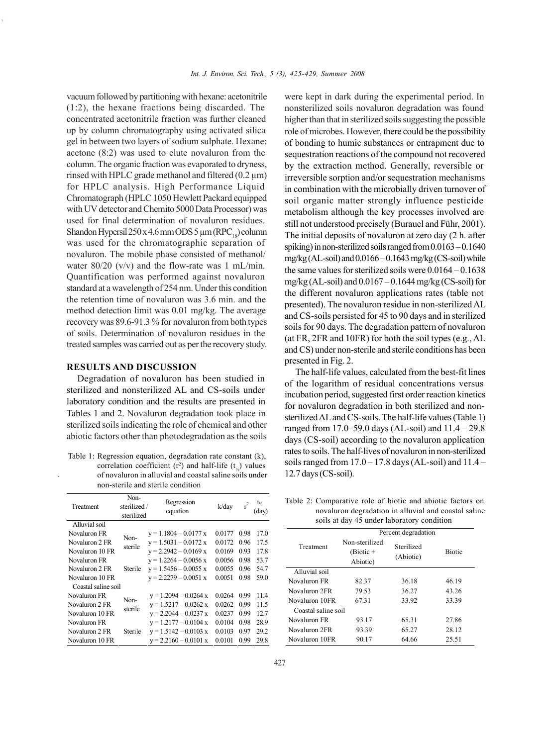vacuum followed by partitioning with hexane: acetonitrile (1:2), the hexane fractions being discarded. The concentrated acetonitrile fraction was further cleaned up by column chromatography using activated silica gel in between two layers of sodium sulphate. Hexane: acetone (8:2) was used to elute novaluron from the column. The organic fraction was evaporated to dryness, rinsed with HPLC grade methanol and filtered (0.2 µm) for HPLC analysis. High Performance Liquid Chromatograph (HPLC 1050 Hewlett Packard equipped with UV detector and Chemito 5000 Data Processor) was used for final determination of novaluron residues. Shandon Hypersil 250 x 4.6 mm ODS 5 µm ($RPC_{18}$) column was used for the chromatographic separation of novaluron. The mobile phase consisted of methanol/ water 80/20 (v/v) and the flow-rate was 1 mL/min. Quantification was performed against novaluron standard at a wavelength of 254 nm. Under this condition the retention time of novaluron was 3.6 min. and the method detection limit was 0.01 mg/kg. The average recovery was 89.6-91.3 % for novaluron from both types of soils. Determination of novaluron residues in the treated samples was carried out as per the recovery study.

## RESULTS AND DISCUSSION

Degradation of novaluron has been studied in sterilized and nonsterilized AL and CS-soils under laboratory condition and the results are presented in Tables 1 and 2. Novaluron degradation took place in sterilized soils indicating the role of chemical and other abiotic factors other than photodegradation as the soils were kept in dark during the experimental period. In nonsterilized soils novaluron degradation was found higher than that in sterilized soils suggesting the possible role of microbes. However, there could be the possibility of bonding to humic substances or entrapment due to sequestration reactions of the compound not recovered by the extraction method. Generally, reversible or irreversible sorption and/or sequestration mechanisms in combination with the microbially driven turnover of soil organic matter strongly influence pesticide metabolism although the key processes involved are still not understood precisely (Burauel and Führ, 2001). The initial deposits of novaluron at zero day (2 h. after spiking) in non-sterilized soils ranged from 0.0163 – 0.1640 mg/kg (AL-soil) and 0.0166 – 0.1643 mg/kg (CS-soil) while the same values for sterilized soils were 0.0164 – 0.1638 mg/kg (AL-soil) and 0.0167 – 0.1644 mg/kg (CS-soil) for the different novaluron applications rates (table not presented). The novaluron residue in non-sterilized AL and CS-soils persisted for 45 to 90 days and in sterilized soils for 90 days. The degradation pattern of novaluron (at FR, 2FR and 10FR) for both the soil types (e.g., AL and CS) under non-sterile and sterile conditions has been presented in Fig. 2.

The half-life values, calculated from the best-fit lines of the logarithm of residual concentrations versus incubation period, suggested first order reaction kinetics for novaluron degradation in both sterilized and non-sterilized AL and CS-soils. The half-life values (Table 1) ranged from 17.0–59.0 days (AL-soil) and 11.4 – 29.8 days (CS-soil) according to the novaluron application rates to soils. The half-lives of novaluron in non-sterilized soils ranged from 17.0 – 17.8 days (AL-soil) and 11.4 – 12.7 days (CS-soil).

Table 1: Regression equation, degradation rate constant (k), correlation coefficient ($r^2$) and half-life ($t_{½}$) values of novaluron in alluvial and coastal saline soils under non-sterile and sterile condition

| Treatment | Non-sterilized / sterilized | Regression equation | k/day | $r^2$ | $t_{½}$ (day) |
|---|---|---|---|---|---|
| Alluvial soil | | | | | |
| Novaluron FR | Non-sterile | $y = 1.1804 – 0.0177 x$ | 0.0177 | 0.98 | 17.0 |
| Novaluron 2 FR | | $y = 1.5031 – 0.0172 x$ | 0.0172 | 0.96 | 17.5 |
| Novaluron 10 FR | | $y = 2.2942 – 0.0169 x$ | 0.0169 | 0.93 | 17.8 |
| Novaluron FR | Sterile | $y = 1.2264 – 0.0056 x$ | 0.0056 | 0.98 | 53.7 |
| Novaluron 2 FR | | $y = 1.5456 – 0.0055 x$ | 0.0055 | 0.96 | 54.7 |
| Novaluron 10 FR | | $y = 2.2279 – 0.0051 x$ | 0.0051 | 0.98 | 59.0 |
| Coastal saline soil | | | | | |
| Novaluron FR | Non-sterile | $y = 1.2094 – 0.0264 x$ | 0.0264 | 0.99 | 11.4 |
| Novaluron 2 FR | | $y = 1.5217 – 0.0262 x$ | 0.0262 | 0.99 | 11.5 |
| Novaluron 10 FR | | $y = 2.2044 – 0.0237 x$ | 0.0237 | 0.99 | 12.7 |
| Novaluron FR | Sterile | $y = 1.2177 – 0.0104 x$ | 0.0104 | 0.98 | 28.9 |
| Novaluron 2 FR | | $y = 1.5142 – 0.0103 x$ | 0.0103 | 0.97 | 29.2 |
| Novaluron 10 FR | | $y = 2.2160 – 0.0101 x$ | 0.0101 | 0.99 | 29.8 |

Table 2: Comparative role of biotic and abiotic factors on novaluron degradation in alluvial and coastal saline soils at day 45 under laboratory condition

| Treatment | Percent degradation | | |
|---|---|---|---|
| | Non-sterilized (Biotic + Abiotic) | Sterilized (Abiotic) | Biotic |
| Alluvial soil | | | |
| Novaluron FR | 82.37 | 36.18 | 46.19 |
| Novaluron 2FR | 79.53 | 36.27 | 43.26 |
| Novaluron 10FR | 67.31 | 33.92 | 33.39 |
| Coastal saline soil | | | |
| Novaluron FR | 93.17 | 65.31 | 27.86 |
| Novaluron 2FR | 93.39 | 65.27 | 28.12 |
| Novaluron 10FR | 90.17 | 64.66 | 25.51 |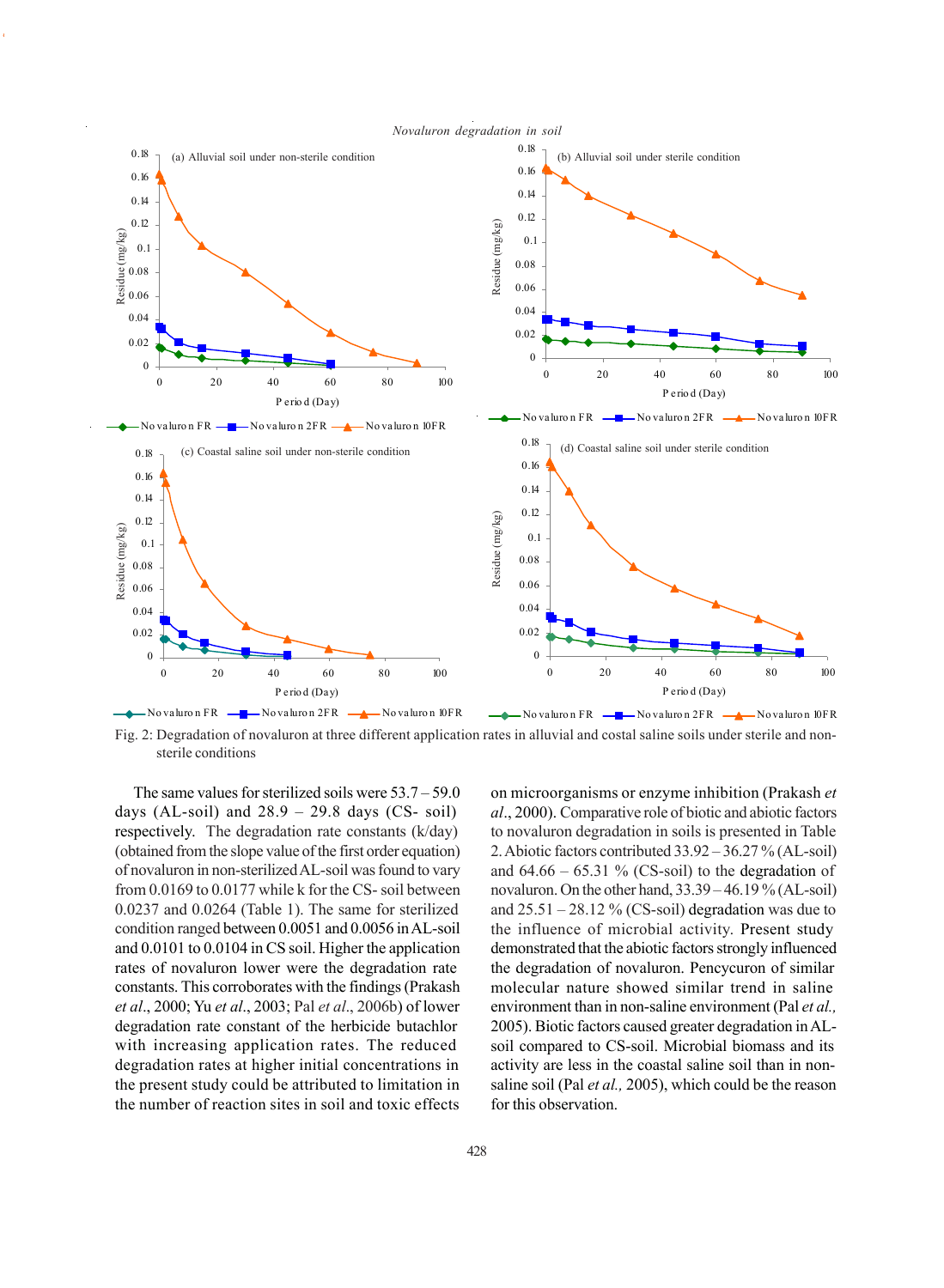Fig. 2: Degradation of novaluron at three different application rates in alluvial and costal saline soils under sterile and non-sterile conditions

The same values for sterilized soils were 53.7 – 59.0 days (AL-soil) and 28.9 – 29.8 days (CS- soil) respectively. The degradation rate constants (k/day) (obtained from the slope value of the first order equation) of novaluron in non-sterilized AL-soil was found to vary from 0.0169 to 0.0177 while k for the CS- soil between 0.0237 and 0.0264 (Table 1). The same for sterilized condition ranged between 0.0051 and 0.0056 in AL-soil and 0.0101 to 0.0104 in CS soil. Higher the application rates of novaluron lower were the degradation rate constants. This corroborates with the findings (Prakash *et al*., 2000; Yu *et al*., 2003; Pal *et al*., 2006b) of lower degradation rate constant of the herbicide butachlor with increasing application rates. The reduced degradation rates at higher initial concentrations in the present study could be attributed to limitation in the number of reaction sites in soil and toxic effects on microorganisms or enzyme inhibition (Prakash *et al*., 2000). Comparative role of biotic and abiotic factors to novaluron degradation in soils is presented in Table 2. Abiotic factors contributed 33.92 – 36.27 % (AL-soil) and 64.66 – 65.31 % (CS-soil) to the degradation of novaluron. On the other hand, 33.39 – 46.19 % (AL-soil) and 25.51 – 28.12 % (CS-soil) degradation was due to the influence of microbial activity. Present study demonstrated that the abiotic factors strongly influenced the degradation of novaluron. Pencycuron of similar molecular nature showed similar trend in saline environment than in non-saline environment (Pal *et al.,* 2005). Biotic factors caused greater degradation in AL-soil compared to CS-soil. Microbial biomass and its activity are less in the coastal saline soil than in non-saline soil (Pal *et al.,* 2005), which could be the reason for this observation.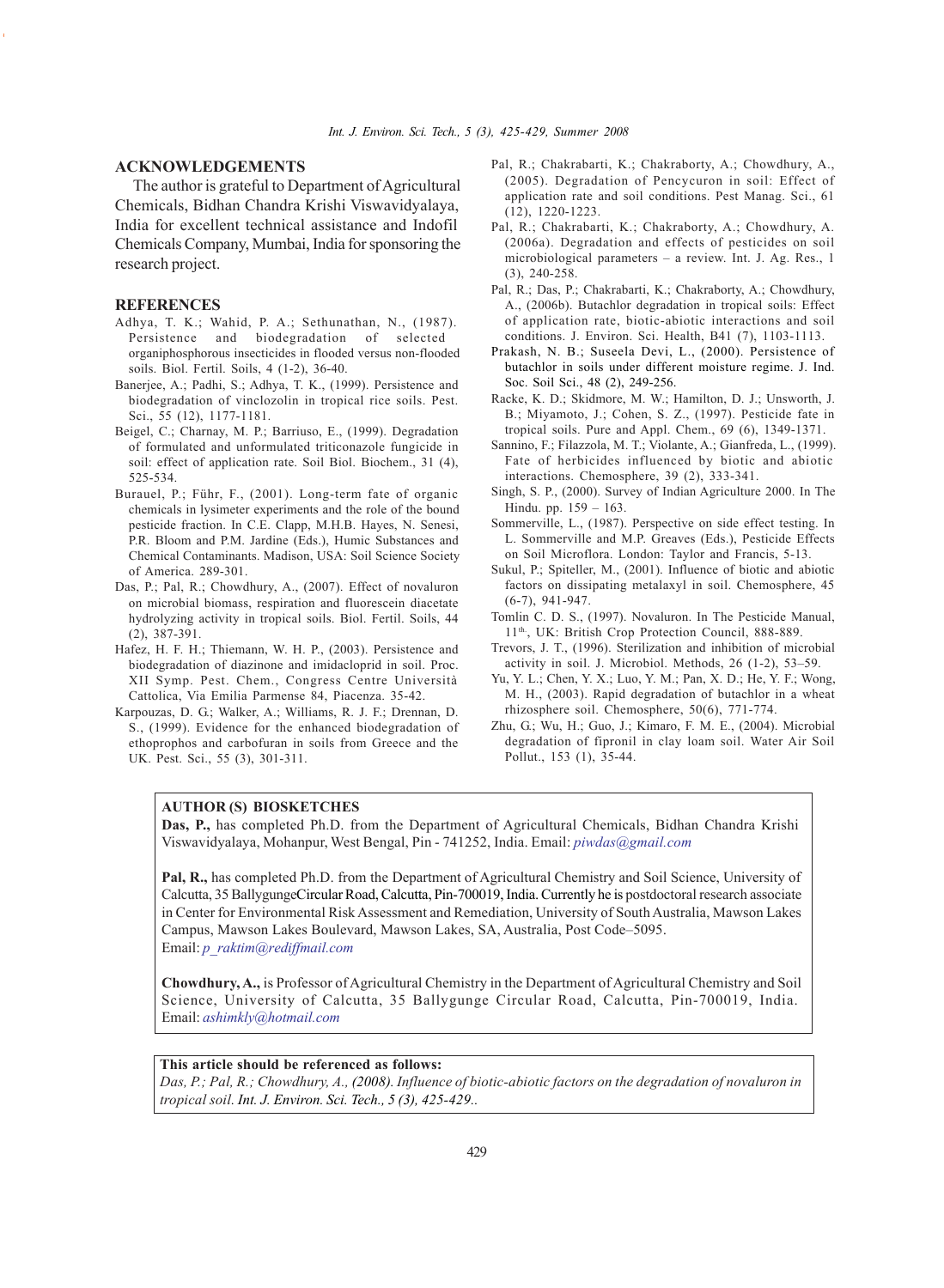## ACKNOWLEDGEMENTS

The author is grateful to Department of Agricultural Chemicals, Bidhan Chandra Krishi Viswavidyalaya, India for excellent technical assistance and Indofil Chemicals Company, Mumbai, India for sponsoring the research project.

## REFERENCES

Adhya, T. K.; Wahid, P. A.; Sethunathan, N., (1987). Persistence and biodegradation of selected organiphosphorous insecticides in flooded versus non-flooded soils. Biol. Fertil. Soils, 4 (1-2), 36-40.

Banerjee, A.; Padhi, S.; Adhya, T. K., (1999). Persistence and biodegradation of vinclozolin in tropical rice soils. Pest. Sci., 55 (12), 1177-1181.

Beigel, C.; Charnay, M. P.; Barriuso, E., (1999). Degradation of formulated and unformulated triticonazole fungicide in soil: effect of application rate. Soil Biol. Biochem., 31 (4), 525-534.

Burauel, P.; Führ, F., (2001). Long-term fate of organic chemicals in lysimeter experiments and the role of the bound pesticide fraction. In C.E. Clapp, M.H.B. Hayes, N. Senesi, P.R. Bloom and P.M. Jardine (Eds.), Humic Substances and Chemical Contaminants. Madison, USA: Soil Science Society of America. 289-301.

Das, P.; Pal, R.; Chowdhury, A., (2007). Effect of novaluron on microbial biomass, respiration and fluorescein diacetate hydrolyzing activity in tropical soils. Biol. Fertil. Soils, 44 (2), 387-391.

Hafez, H. F. H.; Thiemann, W. H. P., (2003). Persistence and biodegradation of diazinone and imidacloprid in soil. Proc. XII Symp. Pest. Chem., Congress Centre Università Cattolica, Via Emilia Parmense 84, Piacenza. 35-42.

Karpouzas, D. G.; Walker, A.; Williams, R. J. F.; Drennan, D. S., (1999). Evidence for the enhanced biodegradation of ethoprophos and carbofuran in soils from Greece and the UK. Pest. Sci., 55 (3), 301-311.

Pal, R.; Chakrabarti, K.; Chakraborty, A.; Chowdhury, A., (2005). Degradation of Pencycuron in soil: Effect of application rate and soil conditions. Pest Manag. Sci., 61 (12), 1220-1223.

Pal, R.; Chakrabarti, K.; Chakraborty, A.; Chowdhury, A. (2006a). Degradation and effects of pesticides on soil microbiological parameters – a review. Int. J. Ag. Res., 1 (3), 240-258.

Pal, R.; Das, P.; Chakrabarti, K.; Chakraborty, A.; Chowdhury, A., (2006b). Butachlor degradation in tropical soils: Effect of application rate, biotic-abiotic interactions and soil conditions. J. Environ. Sci. Health, B41 (7), 1103-1113.

Prakash, N. B.; Suseela Devi, L., (2000). Persistence of butachlor in soils under different moisture regime. J. Ind. Soc. Soil Sci., 48 (2), 249-256.

Racke, K. D.; Skidmore, M. W.; Hamilton, D. J.; Unsworth, J. B.; Miyamoto, J.; Cohen, S. Z., (1997). Pesticide fate in tropical soils. Pure and Appl. Chem., 69 (6), 1349-1371.

Sannino, F.; Filazzola, M. T.; Violante, A.; Gianfreda, L., (1999). Fate of herbicides influenced by biotic and abiotic interactions. Chemosphere, 39 (2), 333-341.

Singh, S. P., (2000). Survey of Indian Agriculture 2000. In The Hindu. pp. 159 – 163.

Sommerville, L., (1987). Perspective on side effect testing. In L. Sommerville and M.P. Greaves (Eds.), Pesticide Effects on Soil Microflora. London: Taylor and Francis, 5-13.

Sukul, P.; Spiteller, M., (2001). Influence of biotic and abiotic factors on dissipating metalaxyl in soil. Chemosphere, 45 (6-7), 941-947.

Tomlin C. D. S., (1997). Novaluron. In The Pesticide Manual, 11th., UK: British Crop Protection Council, 888-889.

Trevors, J. T., (1996). Sterilization and inhibition of microbial activity in soil. J. Microbiol. Methods, 26 (1-2), 53–59.

Yu, Y. L.; Chen, Y. X.; Luo, Y. M.; Pan, X. D.; He, Y. F.; Wong, M. H., (2003). Rapid degradation of butachlor in a wheat rhizosphere soil. Chemosphere, 50(6), 771-774.

Zhu, G.; Wu, H.; Guo, J.; Kimaro, F. M. E., (2004). Microbial degradation of fipronil in clay loam soil. Water Air Soil Pollut., 153 (1), 35-44.

## AUTHOR (S) BIOSKETCHES

**Das, P.,** has completed Ph.D. from the Department of Agricultural Chemicals, Bidhan Chandra Krishi Viswavidyalaya, Mohanpur, West Bengal, Pin - 741252, India. Email: *piwdas@gmail.com*

**Pal, R.,** has completed Ph.D. from the Department of Agricultural Chemistry and Soil Science, University of Calcutta, 35 Ballygunge Circular Road, Calcutta, Pin-700019, India. Currently he is postdoctoral research associate in Center for Environmental Risk Assessment and Remediation, University of South Australia, Mawson Lakes Campus, Mawson Lakes Boulevard, Mawson Lakes, SA, Australia, Post Code–5095. Email: *p_raktim@rediffmail.com*

**Chowdhury, A.,** is Professor of Agricultural Chemistry in the Department of Agricultural Chemistry and Soil Science, University of Calcutta, 35 Ballygunge Circular Road, Calcutta, Pin-700019, India. Email: *ashimkly@hotmail.com*

**This article should be referenced as follows:**

*Das, P.; Pal, R.; Chowdhury, A., (2008). Influence of biotic-abiotic factors on the degradation of novaluron in tropical soil. Int. J. Environ. Sci. Tech., 5 (3), 425-429..*